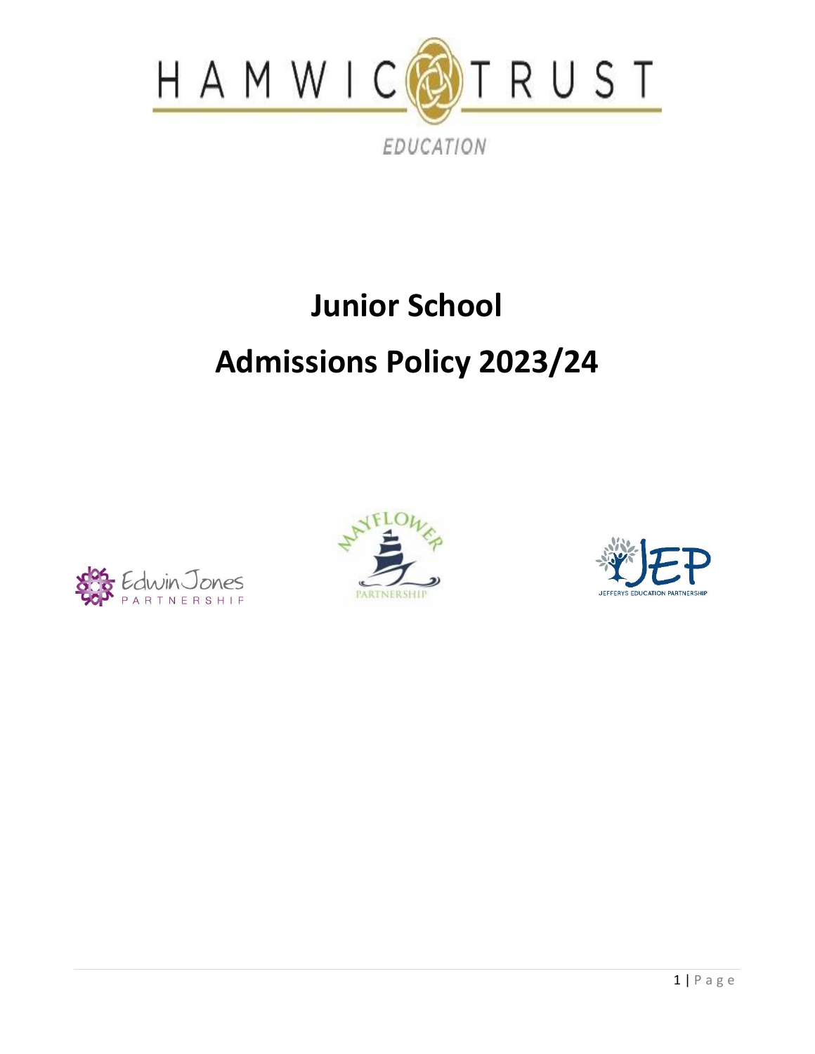# Junior School

# Admissions Policy 2023/24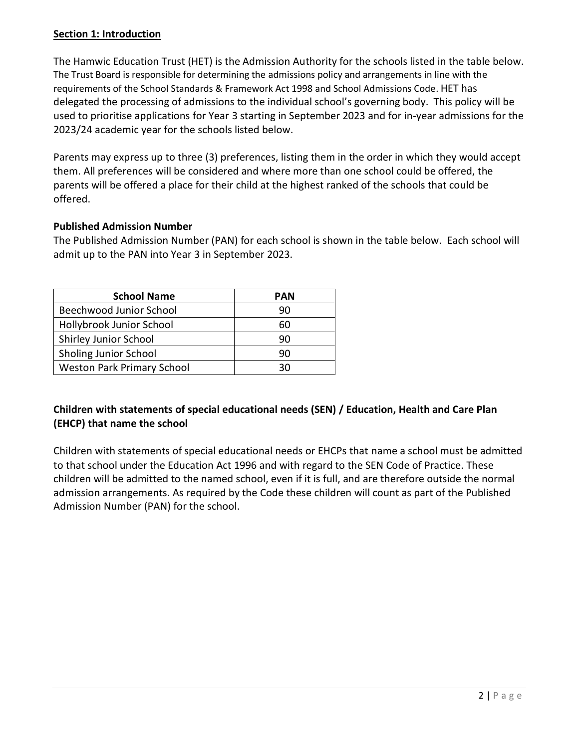## Section 1: Introduction

The Hamwic Education Trust (HET) is the Admission Authority for the schools listed in the table below. The Trust Board is responsible for determining the admissions policy and arrangements in line with the requirements of the School Standards & Framework Act 1998 and School Admissions Code. HET has delegated the processing of admissions to the individual school's governing body. This policy will be used to prioritise applications for Year 3 starting in September 2023 and for in-year admissions for the 2023/24 academic year for the schools listed below.

Parents may express up to three (3) preferences, listing them in the order in which they would accept them. All preferences will be considered and where more than one school could be offered, the parents will be offered a place for their child at the highest ranked of the schools that could be offered.

### Published Admission Number

The Published Admission Number (PAN) for each school is shown in the table below. Each school will admit up to the PAN into Year 3 in September 2023.

| School Name | PAN |
|---|---|
| Beechwood Junior School | 90 |
| Hollybrook Junior School | 60 |
| Shirley Junior School | 90 |
| Sholing Junior School | 90 |
| Weston Park Primary School | 30 |

### Children with statements of special educational needs (SEN) / Education, Health and Care Plan (EHCP) that name the school

Children with statements of special educational needs or EHCPs that name a school must be admitted to that school under the Education Act 1996 and with regard to the SEN Code of Practice. These children will be admitted to the named school, even if it is full, and are therefore outside the normal admission arrangements. As required by the Code these children will count as part of the Published Admission Number (PAN) for the school.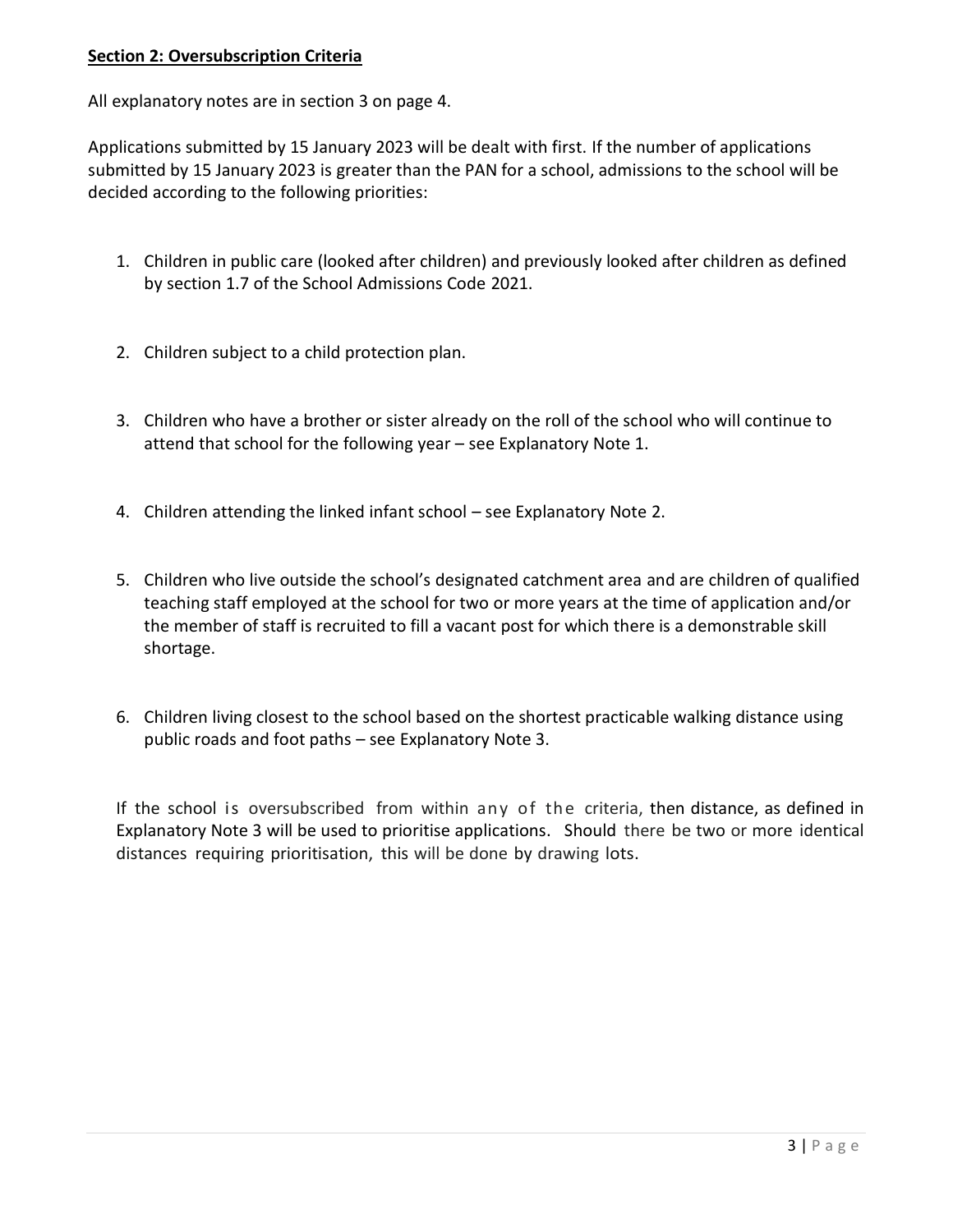**Section 2: Oversubscription Criteria**

All explanatory notes are in section 3 on page 4.

Applications submitted by 15 January 2023 will be dealt with first. If the number of applications submitted by 15 January 2023 is greater than the PAN for a school, admissions to the school will be decided according to the following priorities:

1. Children in public care (looked after children) and previously looked after children as defined by section 1.7 of the School Admissions Code 2021.

2. Children subject to a child protection plan.

3. Children who have a brother or sister already on the roll of the school who will continue to attend that school for the following year – see Explanatory Note 1.

4. Children attending the linked infant school – see Explanatory Note 2.

5. Children who live outside the school's designated catchment area and are children of qualified teaching staff employed at the school for two or more years at the time of application and/or the member of staff is recruited to fill a vacant post for which there is a demonstrable skill shortage.

6. Children living closest to the school based on the shortest practicable walking distance using public roads and foot paths – see Explanatory Note 3.

If the school is oversubscribed from within any of the criteria, then distance, as defined in Explanatory Note 3 will be used to prioritise applications. Should there be two or more identical distances requiring prioritisation, this will be done by drawing lots.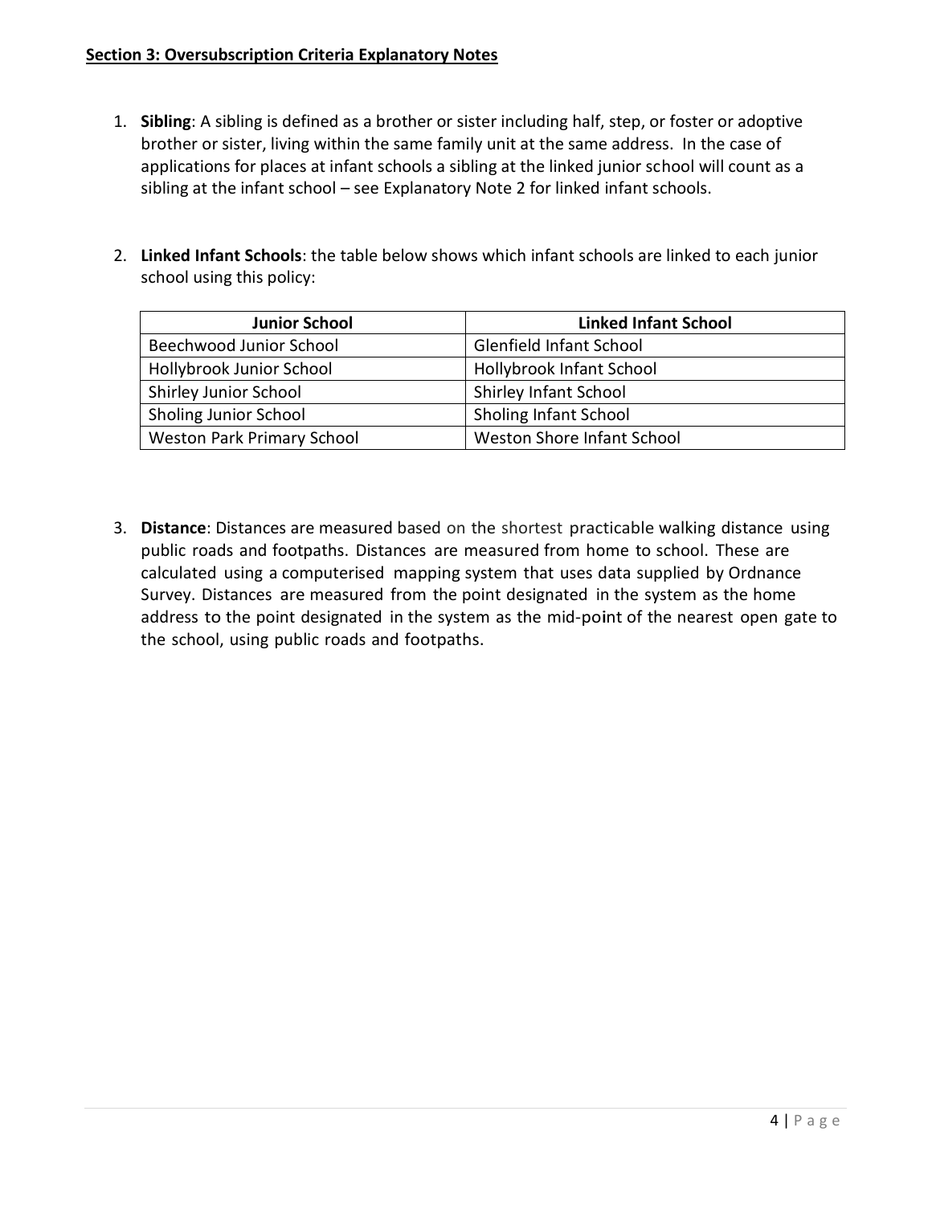## Section 3: Oversubscription Criteria Explanatory Notes

1. **Sibling**: A sibling is defined as a brother or sister including half, step, or foster or adoptive brother or sister, living within the same family unit at the same address. In the case of applications for places at infant schools a sibling at the linked junior school will count as a sibling at the infant school – see Explanatory Note 2 for linked infant schools.

2. **Linked Infant Schools**: the table below shows which infant schools are linked to each junior school using this policy:

| Junior School | Linked Infant School |
| --- | --- |
| Beechwood Junior School | Glenfield Infant School |
| Hollybrook Junior School | Hollybrook Infant School |
| Shirley Junior School | Shirley Infant School |
| Sholing Junior School | Sholing Infant School |
| Weston Park Primary School | Weston Shore Infant School |

3. **Distance**: Distances are measured based on the shortest practicable walking distance using public roads and footpaths. Distances are measured from home to school. These are calculated using a computerised mapping system that uses data supplied by Ordnance Survey. Distances are measured from the point designated in the system as the home address to the point designated in the system as the mid-point of the nearest open gate to the school, using public roads and footpaths.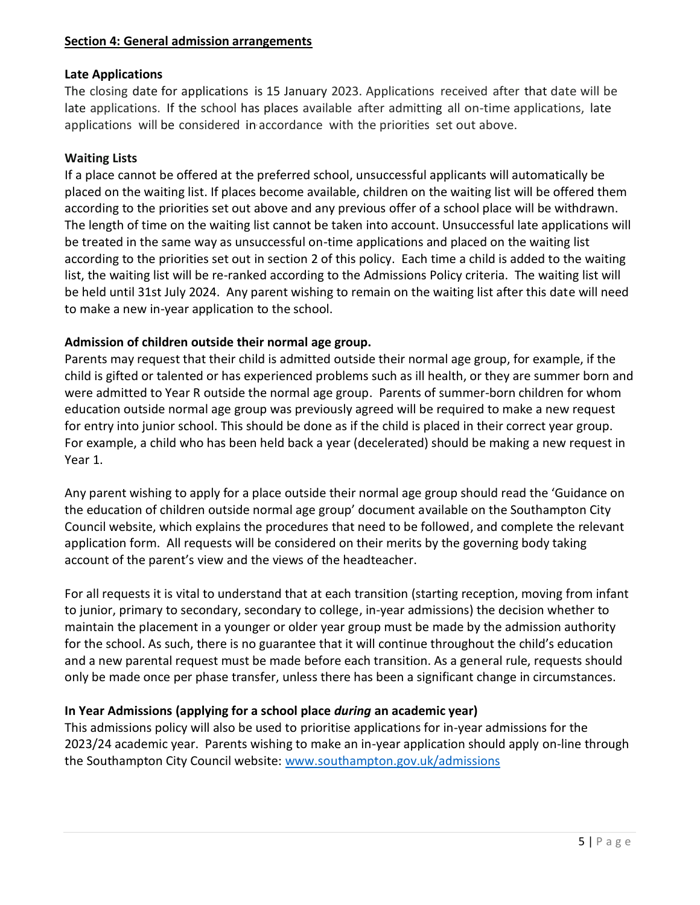## **Section 4: General admission arrangements**

### **Late Applications**

The closing date for applications is 15 January 2023. Applications received after that date will be late applications. If the school has places available after admitting all on-time applications, late applications will be considered in accordance with the priorities set out above.

### **Waiting Lists**

If a place cannot be offered at the preferred school, unsuccessful applicants will automatically be placed on the waiting list. If places become available, children on the waiting list will be offered them according to the priorities set out above and any previous offer of a school place will be withdrawn. The length of time on the waiting list cannot be taken into account. Unsuccessful late applications will be treated in the same way as unsuccessful on-time applications and placed on the waiting list according to the priorities set out in section 2 of this policy. Each time a child is added to the waiting list, the waiting list will be re-ranked according to the Admissions Policy criteria. The waiting list will be held until 31st July 2024. Any parent wishing to remain on the waiting list after this date will need to make a new in-year application to the school.

### **Admission of children outside their normal age group.**

Parents may request that their child is admitted outside their normal age group, for example, if the child is gifted or talented or has experienced problems such as ill health, or they are summer born and were admitted to Year R outside the normal age group. Parents of summer-born children for whom education outside normal age group was previously agreed will be required to make a new request for entry into junior school. This should be done as if the child is placed in their correct year group. For example, a child who has been held back a year (decelerated) should be making a new request in Year 1.

Any parent wishing to apply for a place outside their normal age group should read the 'Guidance on the education of children outside normal age group' document available on the Southampton City Council website, which explains the procedures that need to be followed, and complete the relevant application form. All requests will be considered on their merits by the governing body taking account of the parent's view and the views of the headteacher.

For all requests it is vital to understand that at each transition (starting reception, moving from infant to junior, primary to secondary, secondary to college, in-year admissions) the decision whether to maintain the placement in a younger or older year group must be made by the admission authority for the school. As such, there is no guarantee that it will continue throughout the child's education and a new parental request must be made before each transition. As a general rule, requests should only be made once per phase transfer, unless there has been a significant change in circumstances.

### **In Year Admissions (applying for a school place *during* an academic year)**

This admissions policy will also be used to prioritise applications for in-year admissions for the 2023/24 academic year. Parents wishing to make an in-year application should apply on-line through the Southampton City Council website: [www.southampton.gov.uk/admissions](http://www.southampton.gov.uk/admissions)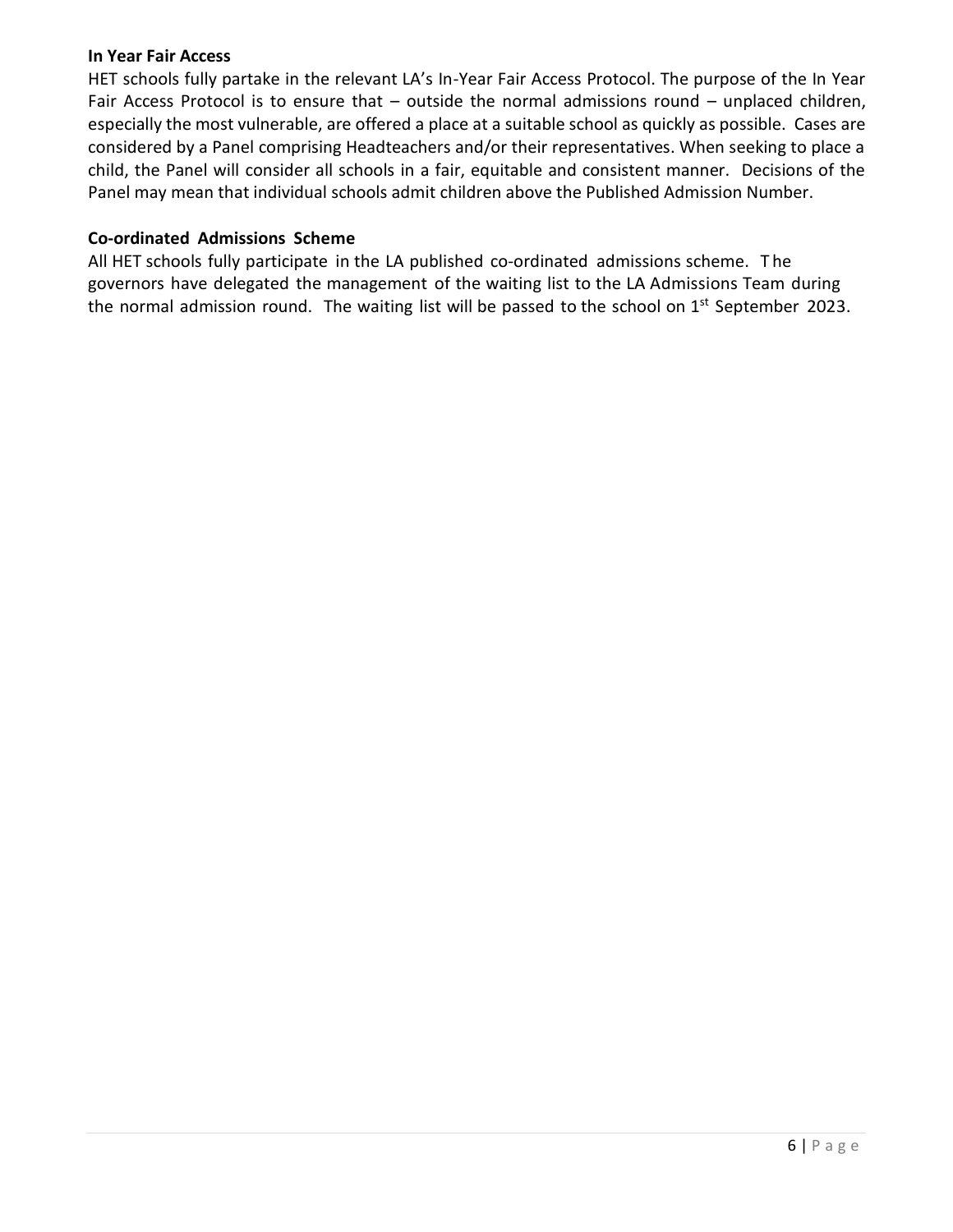**In Year Fair Access**

HET schools fully partake in the relevant LA's In-Year Fair Access Protocol. The purpose of the In Year Fair Access Protocol is to ensure that – outside the normal admissions round – unplaced children, especially the most vulnerable, are offered a place at a suitable school as quickly as possible. Cases are considered by a Panel comprising Headteachers and/or their representatives. When seeking to place a child, the Panel will consider all schools in a fair, equitable and consistent manner. Decisions of the Panel may mean that individual schools admit children above the Published Admission Number.

**Co-ordinated Admissions Scheme**

All HET schools fully participate in the LA published co-ordinated admissions scheme. The governors have delegated the management of the waiting list to the LA Admissions Team during the normal admission round. The waiting list will be passed to the school on 1st September 2023.